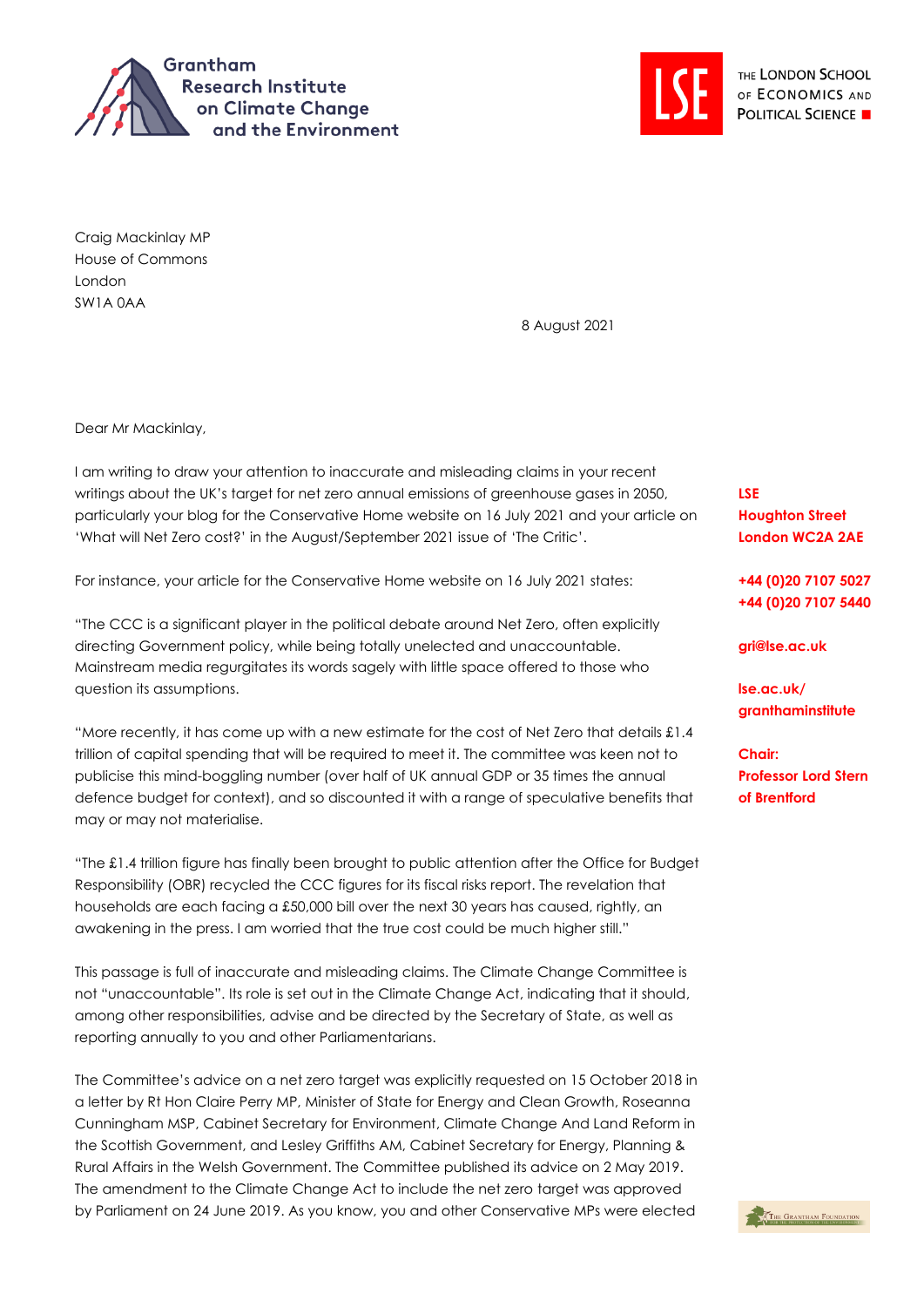Grantham Research Institute on Climate Change and the Environment

THE LONDON SCHOOL OF ECONOMICS AND POLITICAL SCIENCE

Craig Mackinlay MP
House of Commons
London
SW1A 0AA

8 August 2021

**LSE**
**Houghton Street**
**London WC2A 2AE**

**+44 (0)20 7107 5027**
**+44 (0)20 7107 5440**

**gri@lse.ac.uk**

**lse.ac.uk/granthaminstitute**

**Chair:**
**Professor Lord Stern of Brentford**

Dear Mr Mackinlay,

I am writing to draw your attention to inaccurate and misleading claims in your recent writings about the UK's target for net zero annual emissions of greenhouse gases in 2050, particularly your blog for the Conservative Home website on 16 July 2021 and your article on 'What will Net Zero cost?' in the August/September 2021 issue of 'The Critic'.

For instance, your article for the Conservative Home website on 16 July 2021 states:

"The CCC is a significant player in the political debate around Net Zero, often explicitly directing Government policy, while being totally unelected and unaccountable. Mainstream media regurgitates its words sagely with little space offered to those who question its assumptions.

"More recently, it has come up with a new estimate for the cost of Net Zero that details £1.4 trillion of capital spending that will be required to meet it. The committee was keen not to publicise this mind-boggling number (over half of UK annual GDP or 35 times the annual defence budget for context), and so discounted it with a range of speculative benefits that may or may not materialise.

"The £1.4 trillion figure has finally been brought to public attention after the Office for Budget Responsibility (OBR) recycled the CCC figures for its fiscal risks report. The revelation that households are each facing a £50,000 bill over the next 30 years has caused, rightly, an awakening in the press. I am worried that the true cost could be much higher still."

This passage is full of inaccurate and misleading claims. The Climate Change Committee is not "unaccountable". Its role is set out in the Climate Change Act, indicating that it should, among other responsibilities, advise and be directed by the Secretary of State, as well as reporting annually to you and other Parliamentarians.

The Committee's advice on a net zero target was explicitly requested on 15 October 2018 in a letter by Rt Hon Claire Perry MP, Minister of State for Energy and Clean Growth, Roseanna Cunningham MSP, Cabinet Secretary for Environment, Climate Change And Land Reform in the Scottish Government, and Lesley Griffiths AM, Cabinet Secretary for Energy, Planning & Rural Affairs in the Welsh Government. The Committee published its advice on 2 May 2019. The amendment to the Climate Change Act to include the net zero target was approved by Parliament on 24 June 2019. As you know, you and other Conservative MPs were elected

The Grantham Foundation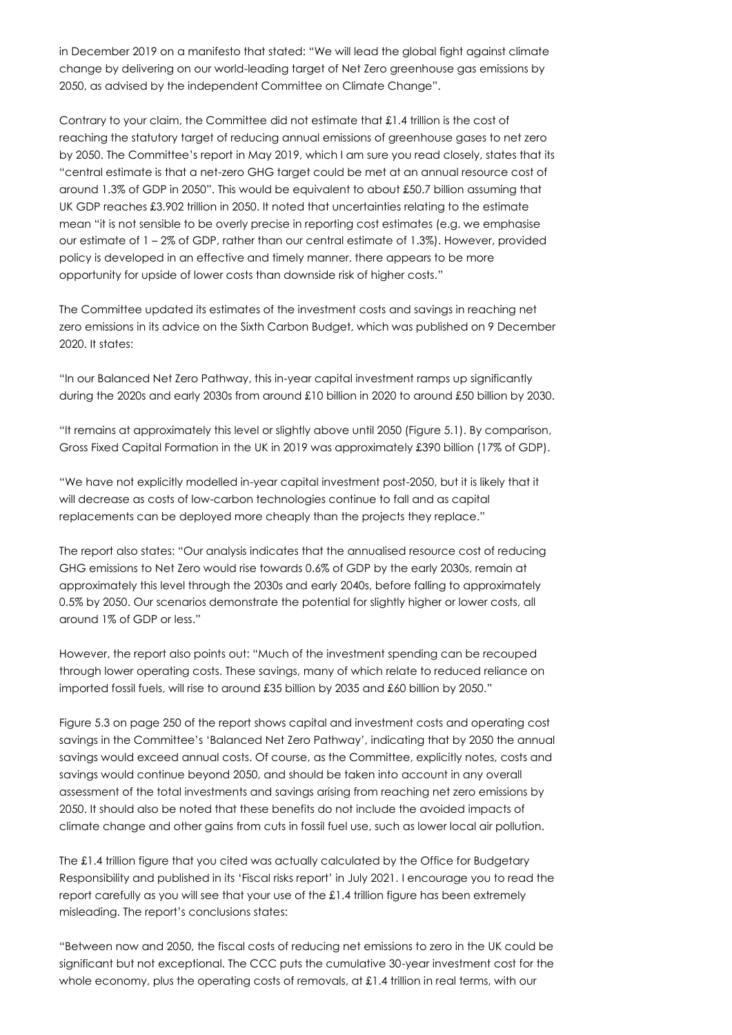in December 2019 on a manifesto that stated: "We will lead the global fight against climate change by delivering on our world-leading target of Net Zero greenhouse gas emissions by 2050, as advised by the independent Committee on Climate Change".

Contrary to your claim, the Committee did not estimate that £1.4 trillion is the cost of reaching the statutory target of reducing annual emissions of greenhouse gases to net zero by 2050. The Committee's report in May 2019, which I am sure you read closely, states that its "central estimate is that a net-zero GHG target could be met at an annual resource cost of around 1.3% of GDP in 2050". This would be equivalent to about £50.7 billion assuming that UK GDP reaches £3.902 trillion in 2050. It noted that uncertainties relating to the estimate mean "it is not sensible to be overly precise in reporting cost estimates (e.g. we emphasise our estimate of 1 – 2% of GDP, rather than our central estimate of 1.3%). However, provided policy is developed in an effective and timely manner, there appears to be more opportunity for upside of lower costs than downside risk of higher costs."

The Committee updated its estimates of the investment costs and savings in reaching net zero emissions in its advice on the Sixth Carbon Budget, which was published on 9 December 2020. It states:

"In our Balanced Net Zero Pathway, this in-year capital investment ramps up significantly during the 2020s and early 2030s from around £10 billion in 2020 to around £50 billion by 2030.

"It remains at approximately this level or slightly above until 2050 (Figure 5.1). By comparison, Gross Fixed Capital Formation in the UK in 2019 was approximately £390 billion (17% of GDP).

"We have not explicitly modelled in-year capital investment post-2050, but it is likely that it will decrease as costs of low-carbon technologies continue to fall and as capital replacements can be deployed more cheaply than the projects they replace."

The report also states: "Our analysis indicates that the annualised resource cost of reducing GHG emissions to Net Zero would rise towards 0.6% of GDP by the early 2030s, remain at approximately this level through the 2030s and early 2040s, before falling to approximately 0.5% by 2050. Our scenarios demonstrate the potential for slightly higher or lower costs, all around 1% of GDP or less."

However, the report also points out: "Much of the investment spending can be recouped through lower operating costs. These savings, many of which relate to reduced reliance on imported fossil fuels, will rise to around £35 billion by 2035 and £60 billion by 2050."

Figure 5.3 on page 250 of the report shows capital and investment costs and operating cost savings in the Committee's 'Balanced Net Zero Pathway', indicating that by 2050 the annual savings would exceed annual costs. Of course, as the Committee, explicitly notes, costs and savings would continue beyond 2050, and should be taken into account in any overall assessment of the total investments and savings arising from reaching net zero emissions by 2050. It should also be noted that these benefits do not include the avoided impacts of climate change and other gains from cuts in fossil fuel use, such as lower local air pollution.

The £1.4 trillion figure that you cited was actually calculated by the Office for Budgetary Responsibility and published in its 'Fiscal risks report' in July 2021. I encourage you to read the report carefully as you will see that your use of the £1.4 trillion figure has been extremely misleading. The report's conclusions states:

"Between now and 2050, the fiscal costs of reducing net emissions to zero in the UK could be significant but not exceptional. The CCC puts the cumulative 30-year investment cost for the whole economy, plus the operating costs of removals, at £1.4 trillion in real terms, with our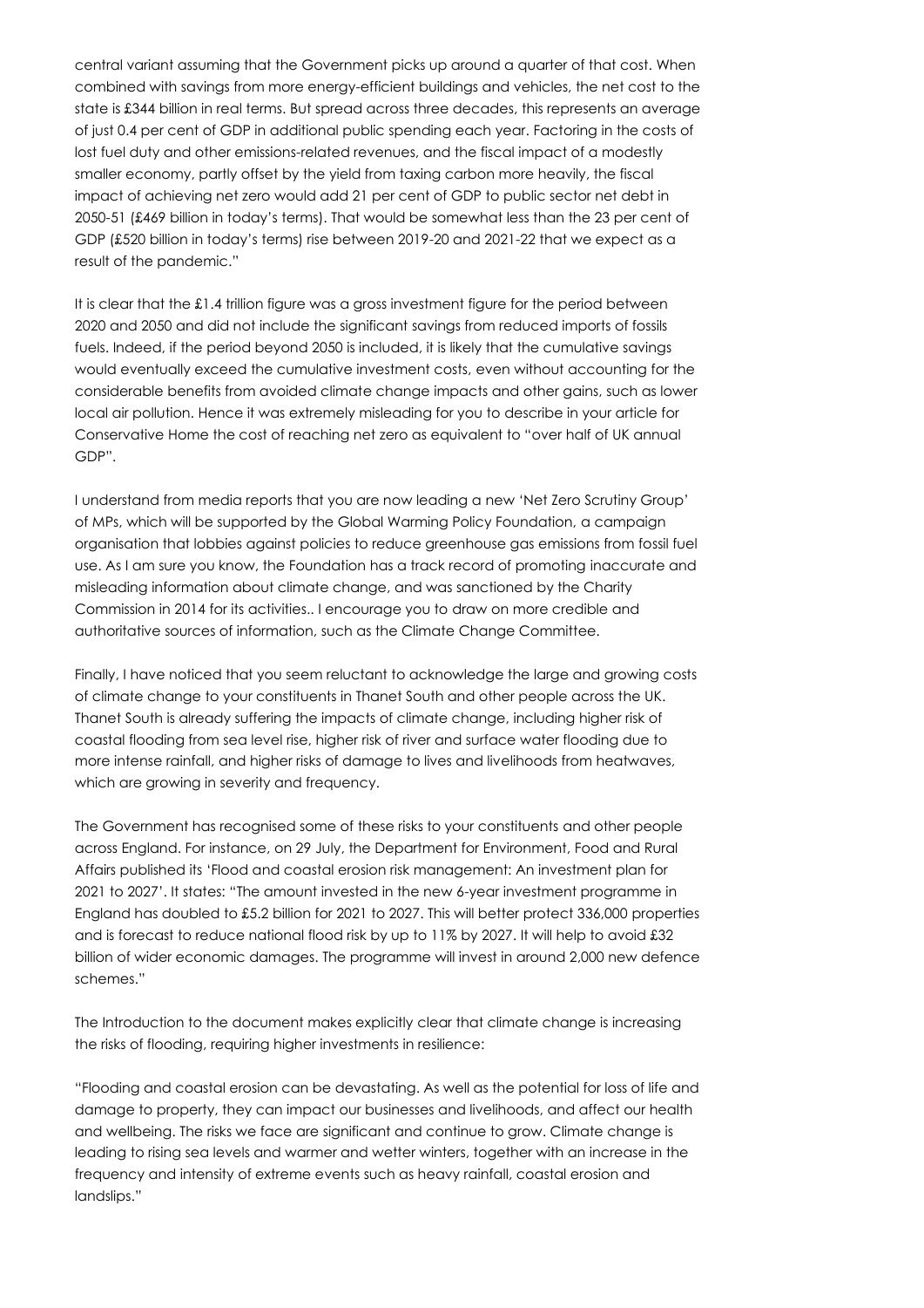central variant assuming that the Government picks up around a quarter of that cost. When combined with savings from more energy-efficient buildings and vehicles, the net cost to the state is £344 billion in real terms. But spread across three decades, this represents an average of just 0.4 per cent of GDP in additional public spending each year. Factoring in the costs of lost fuel duty and other emissions-related revenues, and the fiscal impact of a modestly smaller economy, partly offset by the yield from taxing carbon more heavily, the fiscal impact of achieving net zero would add 21 per cent of GDP to public sector net debt in 2050-51 (£469 billion in today's terms). That would be somewhat less than the 23 per cent of GDP (£520 billion in today's terms) rise between 2019-20 and 2021-22 that we expect as a result of the pandemic."

It is clear that the £1.4 trillion figure was a gross investment figure for the period between 2020 and 2050 and did not include the significant savings from reduced imports of fossils fuels. Indeed, if the period beyond 2050 is included, it is likely that the cumulative savings would eventually exceed the cumulative investment costs, even without accounting for the considerable benefits from avoided climate change impacts and other gains, such as lower local air pollution. Hence it was extremely misleading for you to describe in your article for Conservative Home the cost of reaching net zero as equivalent to "over half of UK annual GDP".

I understand from media reports that you are now leading a new 'Net Zero Scrutiny Group' of MPs, which will be supported by the Global Warming Policy Foundation, a campaign organisation that lobbies against policies to reduce greenhouse gas emissions from fossil fuel use. As I am sure you know, the Foundation has a track record of promoting inaccurate and misleading information about climate change, and was sanctioned by the Charity Commission in 2014 for its activities.. I encourage you to draw on more credible and authoritative sources of information, such as the Climate Change Committee.

Finally, I have noticed that you seem reluctant to acknowledge the large and growing costs of climate change to your constituents in Thanet South and other people across the UK. Thanet South is already suffering the impacts of climate change, including higher risk of coastal flooding from sea level rise, higher risk of river and surface water flooding due to more intense rainfall, and higher risks of damage to lives and livelihoods from heatwaves, which are growing in severity and frequency.

The Government has recognised some of these risks to your constituents and other people across England. For instance, on 29 July, the Department for Environment, Food and Rural Affairs published its 'Flood and coastal erosion risk management: An investment plan for 2021 to 2027'. It states: "The amount invested in the new 6-year investment programme in England has doubled to £5.2 billion for 2021 to 2027. This will better protect 336,000 properties and is forecast to reduce national flood risk by up to 11% by 2027. It will help to avoid £32 billion of wider economic damages. The programme will invest in around 2,000 new defence schemes."

The Introduction to the document makes explicitly clear that climate change is increasing the risks of flooding, requiring higher investments in resilience:

"Flooding and coastal erosion can be devastating. As well as the potential for loss of life and damage to property, they can impact our businesses and livelihoods, and affect our health and wellbeing. The risks we face are significant and continue to grow. Climate change is leading to rising sea levels and warmer and wetter winters, together with an increase in the frequency and intensity of extreme events such as heavy rainfall, coastal erosion and landslips."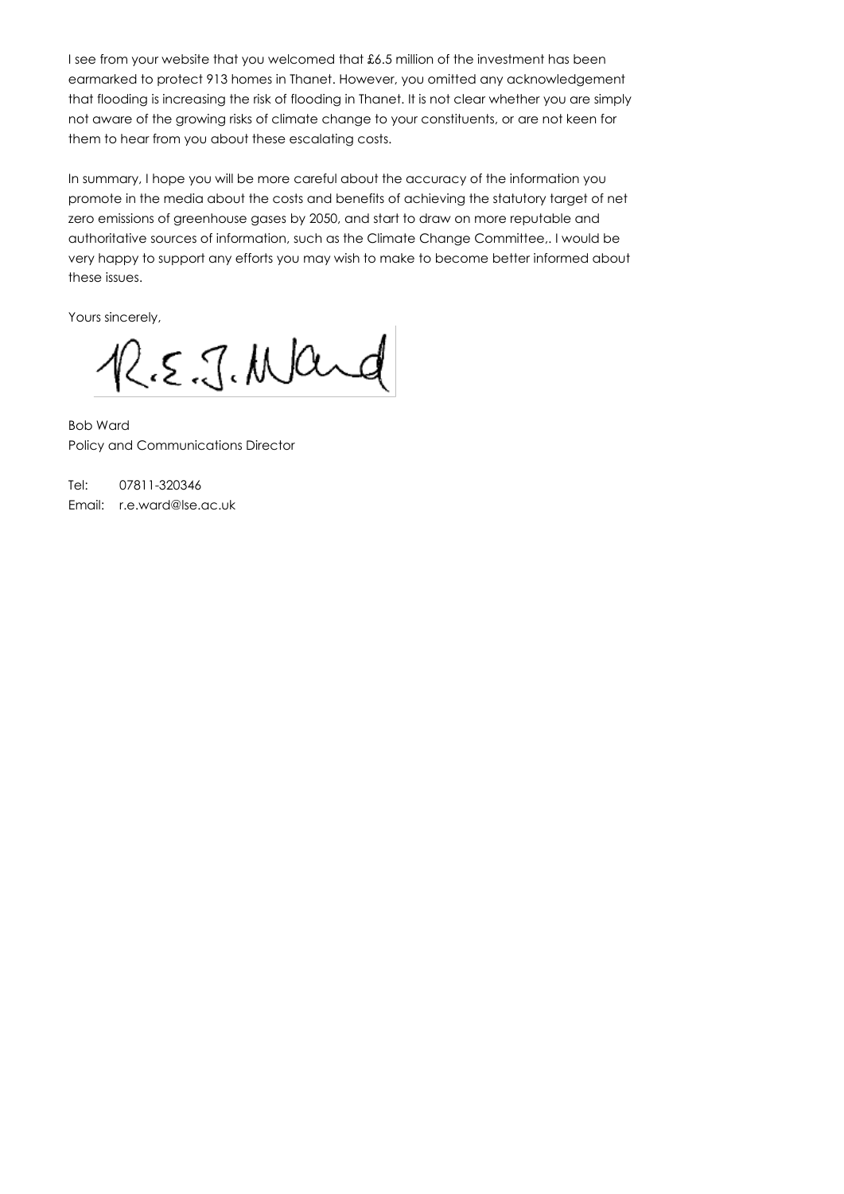I see from your website that you welcomed that £6.5 million of the investment has been earmarked to protect 913 homes in Thanet. However, you omitted any acknowledgement that flooding is increasing the risk of flooding in Thanet. It is not clear whether you are simply not aware of the growing risks of climate change to your constituents, or are not keen for them to hear from you about these escalating costs.

In summary, I hope you will be more careful about the accuracy of the information you promote in the media about the costs and benefits of achieving the statutory target of net zero emissions of greenhouse gases by 2050, and start to draw on more reputable and authoritative sources of information, such as the Climate Change Committee,. I would be very happy to support any efforts you may wish to make to become better informed about these issues.

Yours sincerely,

R.E.J. Ward

Bob Ward
Policy and Communications Director

Tel: 07811-320346
Email: r.e.ward@lse.ac.uk